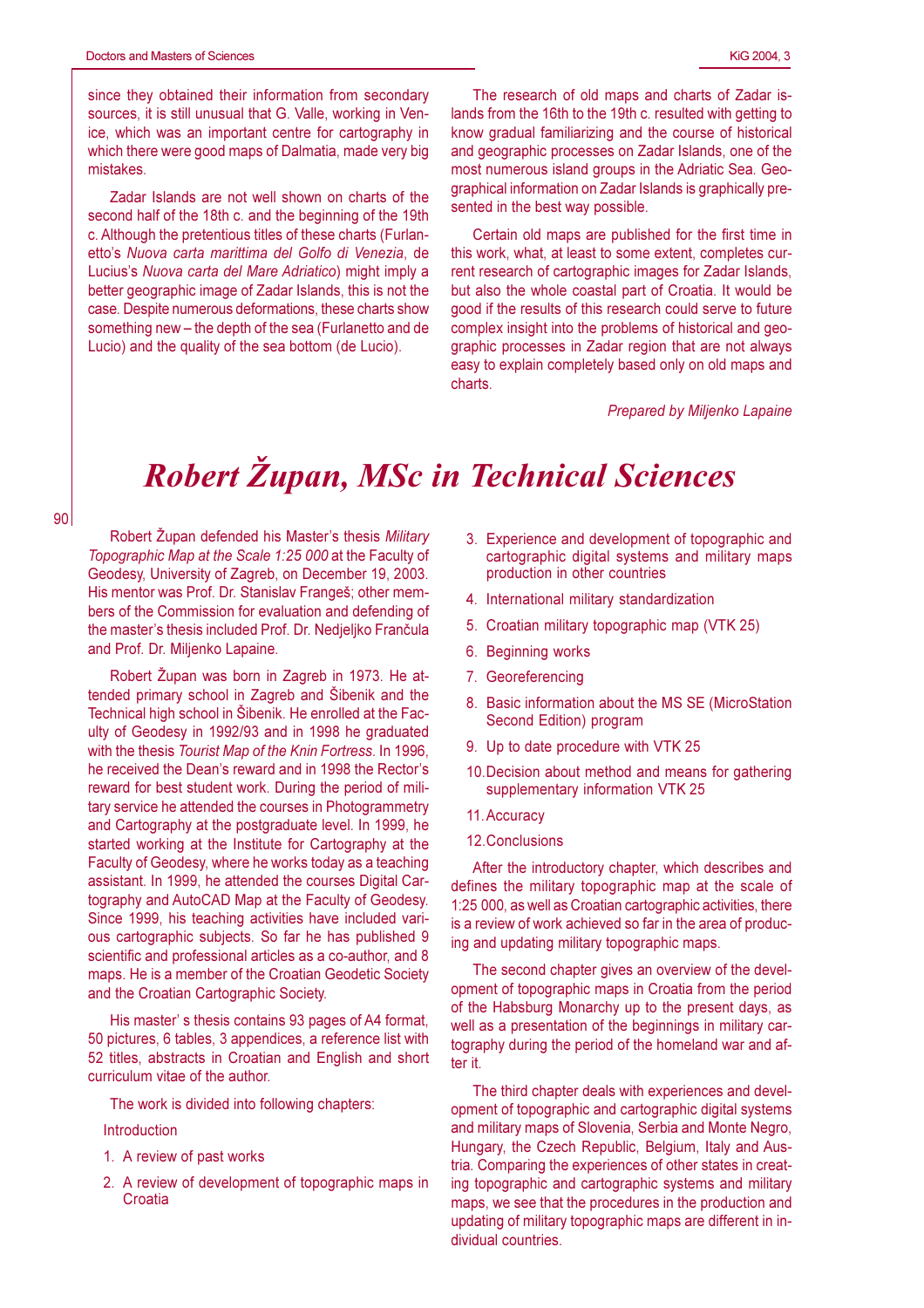since they obtained their information from secondary sources, it is still unusual that G. Valle, working in Venice, which was an important centre for cartography in which there were good maps of Dalmatia, made very big mistakes.

Zadar Islands are not well shown on charts of the second half of the 18th c. and the beginning of the 19th c. Although the pretentious titles of these charts (Furlanetto's *Nuova carta marittima del Golfo di Venezia*, de Lucius's *Nuova carta del Mare Adriatico*) might imply a better geographic image of Zadar Islands, this is not the case. Despite numerous deformations, these charts show something new – the depth of the sea (Furlanetto and de Lucio) and the quality of the sea bottom (de Lucio).

The research of old maps and charts of Zadar islands from the 16th to the 19th c. resulted with getting to know gradual familiarizing and the course of historical and geographic processes on Zadar Islands, one of the most numerous island groups in the Adriatic Sea. Geographical information on Zadar Islands is graphically presented in the best way possible.

Certain old maps are published for the first time in this work, what, at least to some extent, completes current research of cartographic images for Zadar Islands, but also the whole coastal part of Croatia. It would be good if the results of this research could serve to future complex insight into the problems of historical and geographic processes in Zadar region that are not always easy to explain completely based only on old maps and charts.

*Prepared by Miljenko Lapaine*

# Robert Župan, MSc in Technical Sciences

Robert Župan defended his Master's thesis *Military Topographic Map at the Scale 1:25 000* at the Faculty of Geodesy, University of Zagreb, on December 19, 2003. His mentor was Prof. Dr. Stanislav Frangeš; other members of the Commission for evaluation and defending of the master's thesis included Prof. Dr. Nedjeljko Frančula and Prof. Dr. Miljenko Lapaine.

Robert Župan was born in Zagreb in 1973. He attended primary school in Zagreb and Šibenik and the Technical high school in Šibenik. He enrolled at the Faculty of Geodesy in 1992/93 and in 1998 he graduated with the thesis *Tourist Map of the Knin Fortress*. In 1996, he received the Dean's reward and in 1998 the Rector's reward for best student work. During the period of military service he attended the courses in Photogrammetry and Cartography at the postgraduate level. In 1999, he started working at the Institute for Cartography at the Faculty of Geodesy, where he works today as a teaching assistant. In 1999, he attended the courses Digital Cartography and AutoCAD Map at the Faculty of Geodesy. Since 1999, his teaching activities have included various cartographic subjects. So far he has published 9 scientific and professional articles as a co-author, and 8 maps. He is a member of the Croatian Geodetic Society and the Croatian Cartographic Society.

His master' s thesis contains 93 pages of A4 format, 50 pictures, 6 tables, 3 appendices, a reference list with 52 titles, abstracts in Croatian and English and short curriculum vitae of the author.

The work is divided into following chapters:

Introduction

1. A review of past works
2. A review of development of topographic maps in Croatia
3. Experience and development of topographic and cartographic digital systems and military maps production in other countries
4. International military standardization
5. Croatian military topographic map (VTK 25)
6. Beginning works
7. Georeferencing
8. Basic information about the MS SE (MicroStation Second Edition) program
9. Up to date procedure with VTK 25
10. Decision about method and means for gathering supplementary information VTK 25
11. Accuracy
12. Conclusions

After the introductory chapter, which describes and defines the military topographic map at the scale of 1:25 000, as well as Croatian cartographic activities, there is a review of work achieved so far in the area of producing and updating military topographic maps.

The second chapter gives an overview of the development of topographic maps in Croatia from the period of the Habsburg Monarchy up to the present days, as well as a presentation of the beginnings in military cartography during the period of the homeland war and after it.

The third chapter deals with experiences and development of topographic and cartographic digital systems and military maps of Slovenia, Serbia and Monte Negro, Hungary, the Czech Republic, Belgium, Italy and Austria. Comparing the experiences of other states in creating topographic and cartographic systems and military maps, we see that the procedures in the production and updating of military topographic maps are different in individual countries.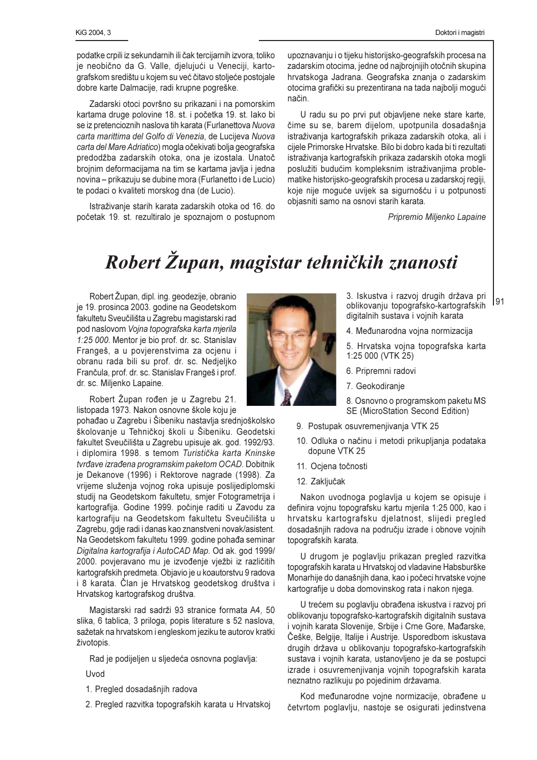podatke crpili iz sekundarnih ili čak tercijarnih izvora, toliko je neobično da G. Valle, djelujući u Veneciji, kartografskom središtu u kojem su već čitavo stoljeće postojale dobre karte Dalmacije, radi krupne pogreške.

Zadarski otoci površno su prikazani i na pomorskim kartama druge polovine 18. st. i početka 19. st. Iako bi se iz pretencioznih naslova tih karata (Furlanettova *Nuova carta marittima del Golfo di Venezia*, de Lucijeva *Nuova carta del Mare Adriatico*) mogla očekivati bolja geografska predodžba zadarskih otoka, ona je izostala. Unatoč brojnim deformacijama na tim se kartama javlja i jedna novina – prikazuju se dubine mora (Furlanetto i de Lucio) te podaci o kvaliteti morskog dna (de Lucio).

Istraživanje starih karata zadarskih otoka od 16. do početak 19. st. rezultiralo je spoznajom o postupnom upoznavanju i o tijeku historijsko-geografskih procesa na zadarskim otocima, jedne od najbrojnijih otočnih skupina hrvatskoga Jadrana. Geografska znanja o zadarskim otocima grafički su prezentirana na tada najbolji mogući način.

U radu su po prvi put objavljene neke stare karte, čime su se, barem dijelom, upotpunila dosadašnja istraživanja kartografskih prikaza zadarskih otoka, ali i cijele Primorske Hrvatske. Bilo bi dobro kada bi ti rezultati istraživanja kartografskih prikaza zadarskih otoka mogli poslužiti budućim kompleksnim istraživanjima problematike historijsko-geografskih procesa u zadarskoj regiji, koje nije moguće uvijek sa sigurnošću i u potpunosti objasniti samo na osnovi starih karata.

*Pripremio Miljenko Lapaine*

# *Robert Župan, magistar tehničkih znanosti*

Robert Župan, dipl. ing. geodezije, obranio je 19. prosinca 2003. godine na Geodetskom fakultetu Sveučilišta u Zagrebu magistarski rad pod naslovom *Vojna topografska karta mjerila 1:25 000*. Mentor je bio prof. dr. sc. Stanislav Frangeš, a u povjerenstvima za ocjenu i obranu rada bili su prof. dr. sc. Nedjeljko Frančula, prof. dr. sc. Stanislav Frangeš i prof. dr. sc. Miljenko Lapaine.

Robert Župan rođen je u Zagrebu 21. listopada 1973. Nakon osnovne škole koju je pohađao u Zagrebu i Šibeniku nastavlja srednjoškolsko školovanje u Tehničkoj školi u Šibeniku. Geodetski fakultet Sveučilišta u Zagrebu upisuje ak. god. 1992/93. i diplomira 1998. s temom *Turistička karta Kninske tvrđave izrađena programskim paketom OCAD*. Dobitnik je Dekanove (1996) i Rektorove nagrade (1998). Za vrijeme služenja vojnog roka upisuje poslijediplomski studij na Geodetskom fakultetu, smjer Fotogrametrija i kartografija. Godine 1999. počinje raditi u Zavodu za kartografiju na Geodetskom fakultetu Sveučilišta u Zagrebu, gdje radi i danas kao znanstveni novak/asistent. Na Geodetskom fakultetu 1999. godine pohađa seminar *Digitalna kartografija i AutoCAD Map*. Od ak. god 1999/2000. povjeravano mu je izvođenje vježbi iz različitih kartografskih predmeta. Objavio je u koautorstvu 9 radova i 8 karata. Član je Hrvatskog geodetskog društva i Hrvatskog kartografskog društva.

Magistarski rad sadrži 93 stranice formata A4, 50 slika, 6 tablica, 3 priloga, popis literature s 52 naslova, sažetak na hrvatskom i engleskom jeziku te autorov kratki životopis.

Rad je podijeljen u sljedeća osnovna poglavlja:

Uvod

1. Pregled dosadašnjih radova
2. Pregled razvitka topografskih karata u Hrvatskoj
3. Iskustva i razvoj drugih država pri oblikovanju topografsko-kartografskih digitalnih sustava i vojnih karata
4. Međunarodna vojna normizacija
5. Hrvatska vojna topografska karta 1:25 000 (VTK 25)
6. Pripremni radovi
7. Geokodiranje
8. Osnovno o programskom paketu MS SE (MicroStation Second Edition)
9. Postupak osuvremenjivanja VTK 25
10. Odluka o načinu i metodi prikupljanja podataka dopune VTK 25
11. Ocjena točnosti
12. Zaključak

Nakon uvodnoga poglavlja u kojem se opisuje i definira vojnu topografsku kartu mjerila 1:25 000, kao i hrvatsku kartografsku djelatnost, slijedi pregled dosadašnjih radova na području izrade i obnove vojnih topografskih karata.

U drugom je poglavlju prikazan pregled razvitka topografskih karata u Hrvatskoj od vladavine Habsburške Monarhije do današnjih dana, kao i počeci hrvatske vojne kartografije u doba domovinskog rata i nakon njega.

U trećem su poglavlju obrađena iskustva i razvoj pri oblikovanju topografsko-kartografskih digitalnih sustava i vojnih karata Slovenije, Srbije i Crne Gore, Mađarske, Češke, Belgije, Italije i Austrije. Usporedbom iskustava drugih država u oblikovanju topografsko-kartografskih sustava i vojnih karata, ustanovljeno je da se postupci izrade i osuvremenjivanja vojnih topografskih karata neznatno razlikuju po pojedinim državama.

Kod međunarodne vojne normizacije, obrađene u četvrtom poglavlju, nastoje se osigurati jedinstvena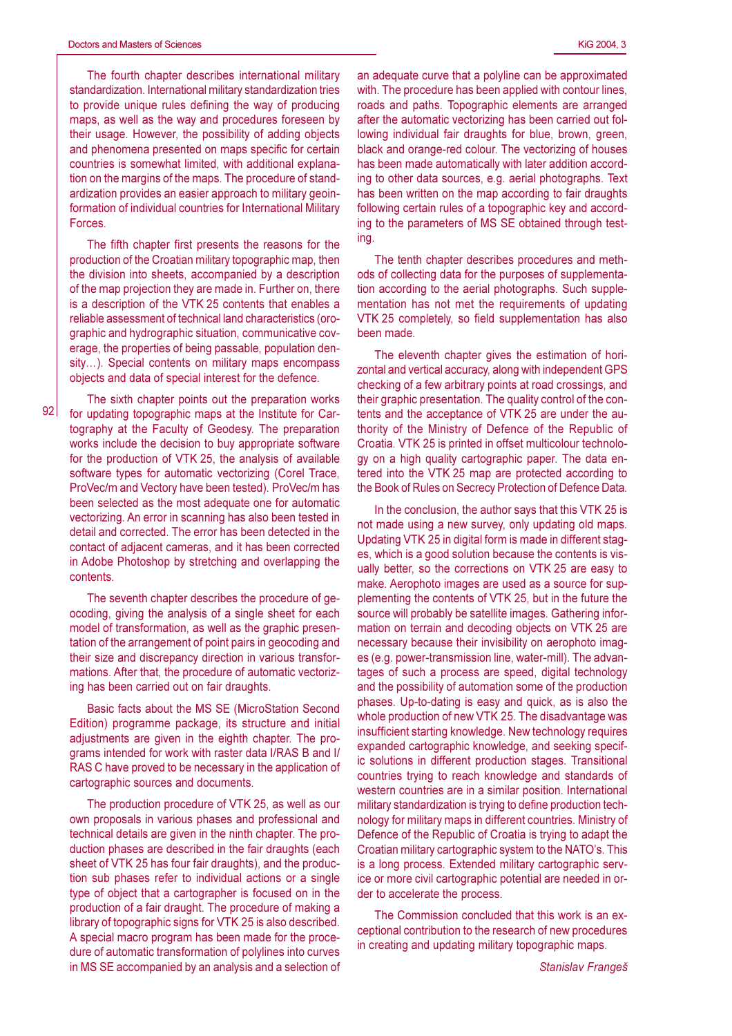The fourth chapter describes international military standardization. International military standardization tries to provide unique rules defining the way of producing maps, as well as the way and procedures foreseen by their usage. However, the possibility of adding objects and phenomena presented on maps specific for certain countries is somewhat limited, with additional explanation on the margins of the maps. The procedure of standardization provides an easier approach to military geoinformation of individual countries for International Military Forces.

The fifth chapter first presents the reasons for the production of the Croatian military topographic map, then the division into sheets, accompanied by a description of the map projection they are made in. Further on, there is a description of the VTK 25 contents that enables a reliable assessment of technical land characteristics (orographic and hydrographic situation, communicative coverage, the properties of being passable, population density…). Special contents on military maps encompass objects and data of special interest for the defence.

The sixth chapter points out the preparation works for updating topographic maps at the Institute for Cartography at the Faculty of Geodesy. The preparation works include the decision to buy appropriate software for the production of VTK 25, the analysis of available software types for automatic vectorizing (Corel Trace, ProVec/m and Vectory have been tested). ProVec/m has been selected as the most adequate one for automatic vectorizing. An error in scanning has also been tested in detail and corrected. The error has been detected in the contact of adjacent cameras, and it has been corrected in Adobe Photoshop by stretching and overlapping the contents.

The seventh chapter describes the procedure of geocoding, giving the analysis of a single sheet for each model of transformation, as well as the graphic presentation of the arrangement of point pairs in geocoding and their size and discrepancy direction in various transformations. After that, the procedure of automatic vectorizing has been carried out on fair draughts.

Basic facts about the MS SE (MicroStation Second Edition) programme package, its structure and initial adjustments are given in the eighth chapter. The programs intended for work with raster data I/RAS B and I/RAS C have proved to be necessary in the application of cartographic sources and documents.

The production procedure of VTK 25, as well as our own proposals in various phases and professional and technical details are given in the ninth chapter. The production phases are described in the fair draughts (each sheet of VTK 25 has four fair draughts), and the production sub phases refer to individual actions or a single type of object that a cartographer is focused on in the production of a fair draught. The procedure of making a library of topographic signs for VTK 25 is also described. A special macro program has been made for the procedure of automatic transformation of polylines into curves in MS SE accompanied by an analysis and a selection of an adequate curve that a polyline can be approximated with. The procedure has been applied with contour lines, roads and paths. Topographic elements are arranged after the automatic vectorizing has been carried out following individual fair draughts for blue, brown, green, black and orange-red colour. The vectorizing of houses has been made automatically with later addition according to other data sources, e.g. aerial photographs. Text has been written on the map according to fair draughts following certain rules of a topographic key and according to the parameters of MS SE obtained through testing.

The tenth chapter describes procedures and methods of collecting data for the purposes of supplementation according to the aerial photographs. Such supplementation has not met the requirements of updating VTK 25 completely, so field supplementation has also been made.

The eleventh chapter gives the estimation of horizontal and vertical accuracy, along with independent GPS checking of a few arbitrary points at road crossings, and their graphic presentation. The quality control of the contents and the acceptance of VTK 25 are under the authority of the Ministry of Defence of the Republic of Croatia. VTK 25 is printed in offset multicolour technology on a high quality cartographic paper. The data entered into the VTK 25 map are protected according to the Book of Rules on Secrecy Protection of Defence Data.

In the conclusion, the author says that this VTK 25 is not made using a new survey, only updating old maps. Updating VTK 25 in digital form is made in different stages, which is a good solution because the contents is visually better, so the corrections on VTK 25 are easy to make. Aerophoto images are used as a source for supplementing the contents of VTK 25, but in the future the source will probably be satellite images. Gathering information on terrain and decoding objects on VTK 25 are necessary because their invisibility on aerophoto images (e.g. power-transmission line, water-mill). The advantages of such a process are speed, digital technology and the possibility of automation some of the production phases. Up-to-dating is easy and quick, as is also the whole production of new VTK 25. The disadvantage was insufficient starting knowledge. New technology requires expanded cartographic knowledge, and seeking specific solutions in different production stages. Transitional countries trying to reach knowledge and standards of western countries are in a similar position. International military standardization is trying to define production technology for military maps in different countries. Ministry of Defence of the Republic of Croatia is trying to adapt the Croatian military cartographic system to the NATO's. This is a long process. Extended military cartographic service or more civil cartographic potential are needed in order to accelerate the process.

The Commission concluded that this work is an exceptional contribution to the research of new procedures in creating and updating military topographic maps.

*Stanislav Frangeš*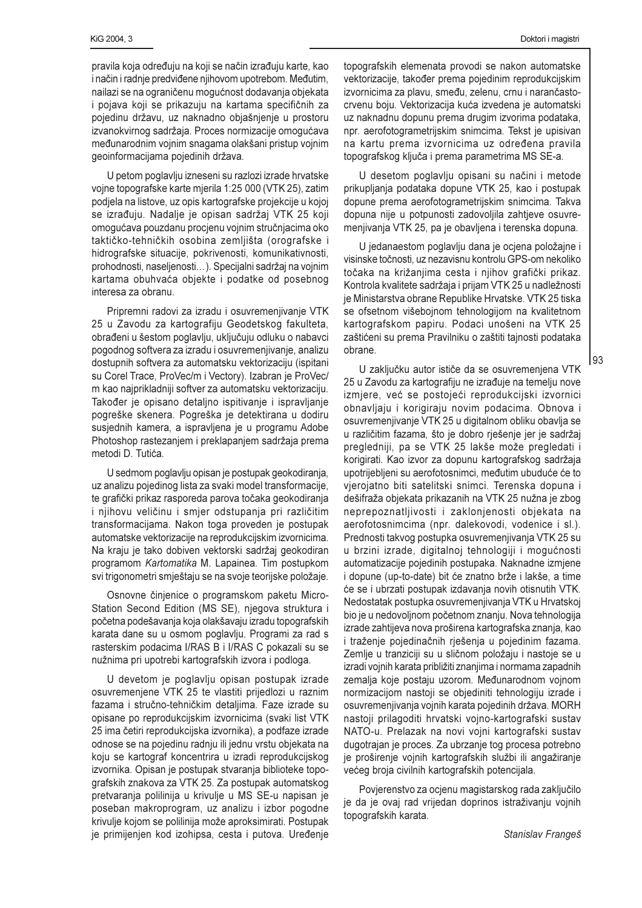pravila koja određuju na koji se način izrađuju karte, kao i način i radnje predviđene njihovom upotrebom. Međutim, nailazi se na ograničenu mogućnost dodavanja objekata i pojava koji se prikazuju na kartama specifičnih za pojedinu državu, uz naknadno objašnjenje u prostoru izvanokvirnog sadržaja. Proces normizacije omogućava međunarodnim vojnim snagama olakšani pristup vojnim geoinformacijama pojedinih država.

U petom poglavlju izneseni su razlozi izrade hrvatske vojne topografske karte mjerila 1:25 000 (VTK 25), zatim podjela na listove, uz opis kartografske projekcije u kojoj se izrađuju. Nadalje je opisan sadržaj VTK 25 koji omogućava pouzdanu procjenu vojnim stručnjacima oko taktičko-tehničkih osobina zemljišta (orografske i hidrografske situacije, pokrivenosti, komunikativnosti, prohodnosti, naseljenosti…). Specijalni sadržaj na vojnim kartama obuhvaća objekte i podatke od posebnog interesa za obranu.

Pripremni radovi za izradu i osuvremenjivanje VTK 25 u Zavodu za kartografiju Geodetskog fakulteta, obrađeni u šestom poglavlju, uključuju odluku o nabavci pogodnog softvera za izradu i osuvremenjivanje, analizu dostupnih softvera za automatsku vektorizaciju (ispitani su Corel Trace, ProVec/m i Vectory). Izabran je ProVec/m kao najprikladniji softver za automatsku vektorizaciju. Također je opisano detaljno ispitivanje i ispravljanje pogreške skenera. Pogreška je detektirana u dodiru susjednih kamera, a ispravljena je u programu Adobe Photoshop rastezanjem i preklapanjem sadržaja prema metodi D. Tutića.

U sedmom poglavlju opisan je postupak geokodiranja, uz analizu pojedinog lista za svaki model transformacije, te grafički prikaz rasporeda parova točaka geokodiranja i njihovu veličinu i smjer odstupanja pri različitim transformacijama. Nakon toga proveden je postupak automatske vektorizacije na reprodukcijskim izvornicima. Na kraju je tako dobiven vektorski sadržaj geokodiran programom *Kartomatika* M. Lapainea. Tim postupkom svi trigonometri smještaju se na svoje teorijske položaje.

Osnovne činjenice o programskom paketu MicroStation Second Edition (MS SE), njegova struktura i početna podešavanja koja olakšavaju izradu topografskih karata dane su u osmom poglavlju. Programi za rad s rasterskim podacima I/RAS B i I/RAS C pokazali su se nužnima pri upotrebi kartografskih izvora i podloga.

U devetom je poglavlju opisan postupak izrade osuvremenjene VTK 25 te vlastiti prijedlozi u raznim fazama i stručno-tehničkim detaljima. Faze izrade su opisane po reprodukcijskim izvornicima (svaki list VTK 25 ima četiri reprodukcijska izvornika), a podfaze izrade odnose se na pojedinu radnju ili jednu vrstu objekata na koju se kartograf koncentrira u izradi reprodukcijskog izvornika. Opisan je postupak stvaranja biblioteke topografskih znakova za VTK 25. Za postupak automatskog pretvaranja polilinija u krivulje u MS SE-u napisan je poseban makroprogram, uz analizu i izbor pogodne krivulje kojom se polilinija može aproksimirati. Postupak je primijenjen kod izohipsa, cesta i putova. Uređenje topografskih elemenata provodi se nakon automatske vektorizacije, također prema pojedinim reprodukcijskim izvornicima za plavu, smeđu, zelenu, crnu i narančasto-crvenu boju. Vektorizacija kuća izvedena je automatski uz naknadnu dopunu prema drugim izvorima podataka, npr. aerofotogrametrijskim snimcima. Tekst je upisivan na kartu prema izvornicima uz određena pravila topografskog ključa i prema parametrima MS SE-a.

U desetom poglavlju opisani su načini i metode prikupljanja podataka dopune VTK 25, kao i postupak dopune prema aerofotogrametrijskim snimcima. Takva dopuna nije u potpunosti zadovoljila zahtjeve osuvremenjivanja VTK 25, pa je obavljena i terenska dopuna.

U jedanaestom poglavlju dana je ocjena položajne i visinske točnosti, uz nezavisnu kontrolu GPS-om nekoliko točaka na križanjima cesta i njihov grafički prikaz. Kontrola kvalitete sadržaja i prijam VTK 25 u nadležnosti je Ministarstva obrane Republike Hrvatske. VTK 25 tiska se ofsetnom višebojnom tehnologijom na kvalitetnom kartografskom papiru. Podaci unošeni na VTK 25 zaštićeni su prema Pravilniku o zaštiti tajnosti podataka obrane.

U zaključku autor ističe da se osuvremenjena VTK 25 u Zavodu za kartografiju ne izrađuje na temelju nove izmjere, već se postojeći reprodukcijski izvornici obnavljaju i korigiraju novim podacima. Obnova i osuvremenjivanje VTK 25 u digitalnom obliku obavlja se u različitim fazama, što je dobro rješenje jer je sadržaj pregledniji, pa se VTK 25 lakše može pregledati i korigirati. Kao izvor za dopunu kartografskog sadržaja upotrijebljeni su aerofotosnimci, međutim ubuduće će to vjerojatno biti satelitski snimci. Terenska dopuna i dešifraža objekata prikazanih na VTK 25 nužna je zbog neprepoznatljivosti i zaklonjenosti objekata na aerofotosnimcima (npr. dalekovodi, vodenice i sl.). Prednosti takvog postupka osuvremenjivanja VTK 25 su u brzini izrade, digitalnoj tehnologiji i mogućnosti automatizacije pojedinih postupaka. Naknadne izmjene i dopune (up-to-date) bit će znatno brže i lakše, a time će se i ubrzati postupak izdavanja novih otisnutih VTK. Nedostatak postupka osuvremenjivanja VTK u Hrvatskoj bio je u nedovoljnom početnom znanju. Nova tehnologija izrade zahtijeva nova proširena kartografska znanja, kao i traženje pojedinačnih rješenja u pojedinim fazama. Zemlje u tranziciji su u sličnom položaju i nastoje se u izradi vojnih karata približiti znanjima i normama zapadnih zemalja koje postaju uzorom. Međunarodnom vojnom normizacijom nastoji se objediniti tehnologija izrade i osuvremenjivanja vojnih karata pojedinih država. MORH nastoji prilagoditi hrvatski vojno-kartografski sustav NATO-u. Prelazak na novi vojni kartografski sustav dugotrajan je proces. Za ubrzanje tog procesa potrebno je proširenje vojnih kartografskih službi ili angažiranje većeg broja civilnih kartografskih potencijala.

Povjerenstvo za ocjenu magistarskog rada zaključilo je da je ovaj rad vrijedan doprinos istraživanju vojnih topografskih karata.

*Stanislav Frangeš*